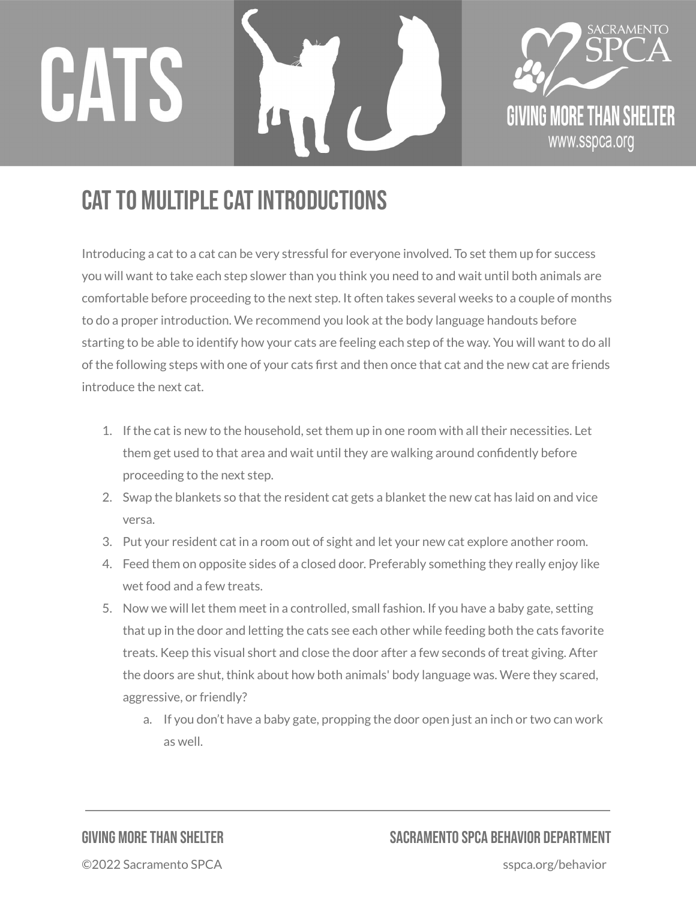# CATS

SACRAMENTO SPCA

GIVING MORE THAN SHELTER

www.sspca.org

## CAT TO MULTIPLE CAT INTRODUCTIONS

Introducing a cat to a cat can be very stressful for everyone involved. To set them up for success you will want to take each step slower than you think you need to and wait until both animals are comfortable before proceeding to the next step. It often takes several weeks to a couple of months to do a proper introduction. We recommend you look at the body language handouts before starting to be able to identify how your cats are feeling each step of the way. You will want to do all of the following steps with one of your cats first and then once that cat and the new cat are friends introduce the next cat.

1. If the cat is new to the household, set them up in one room with all their necessities. Let them get used to that area and wait until they are walking around confidently before proceeding to the next step.
2. Swap the blankets so that the resident cat gets a blanket the new cat has laid on and vice versa.
3. Put your resident cat in a room out of sight and let your new cat explore another room.
4. Feed them on opposite sides of a closed door. Preferably something they really enjoy like wet food and a few treats.
5. Now we will let them meet in a controlled, small fashion. If you have a baby gate, setting that up in the door and letting the cats see each other while feeding both the cats favorite treats. Keep this visual short and close the door after a few seconds of treat giving. After the doors are shut, think about how both animals' body language was. Were they scared, aggressive, or friendly?
    a. If you don't have a baby gate, propping the door open just an inch or two can work as well.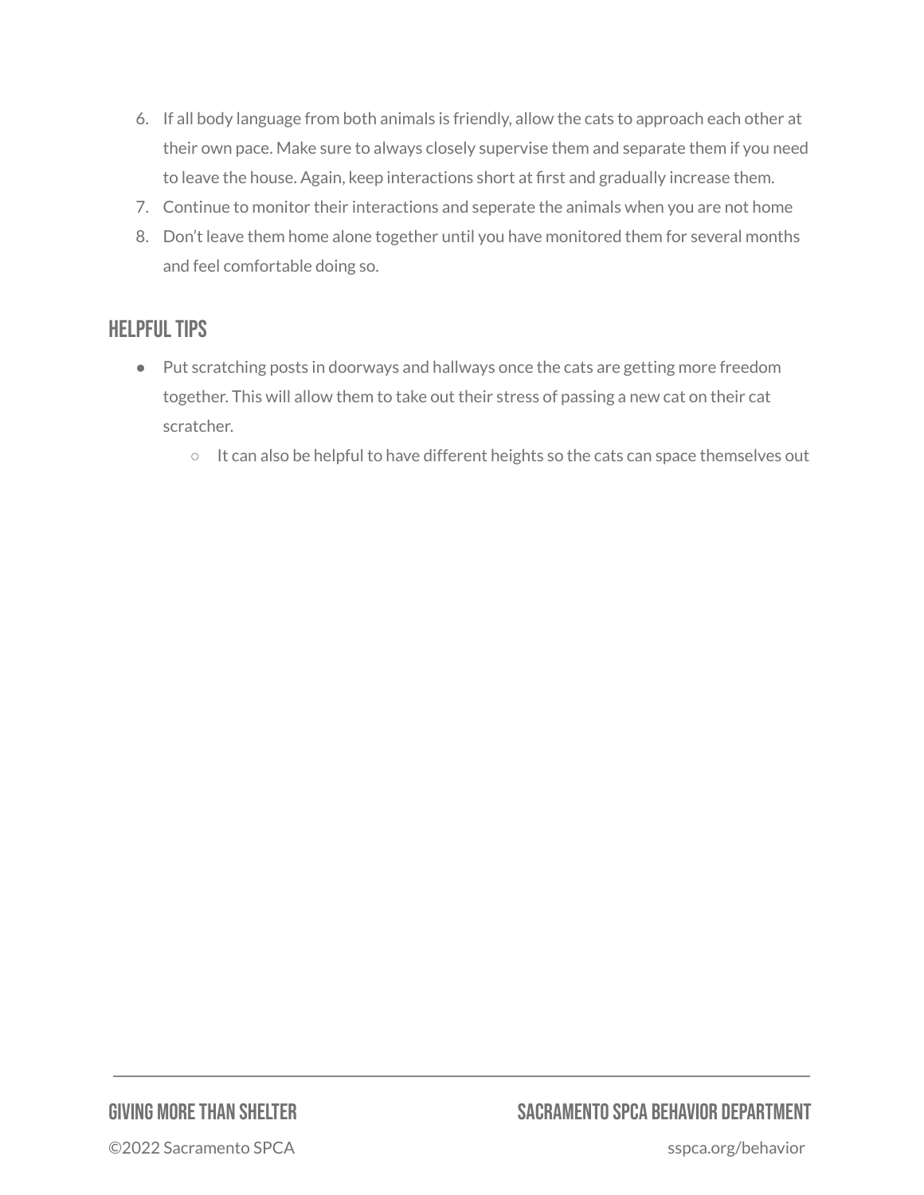6. If all body language from both animals is friendly, allow the cats to approach each other at their own pace. Make sure to always closely supervise them and separate them if you need to leave the house. Again, keep interactions short at first and gradually increase them.
7. Continue to monitor their interactions and seperate the animals when you are not home
8. Don't leave them home alone together until you have monitored them for several months and feel comfortable doing so.

## HELPFUL TIPS

- Put scratching posts in doorways and hallways once the cats are getting more freedom together. This will allow them to take out their stress of passing a new cat on their cat scratcher.
    - It can also be helpful to have different heights so the cats can space themselves out